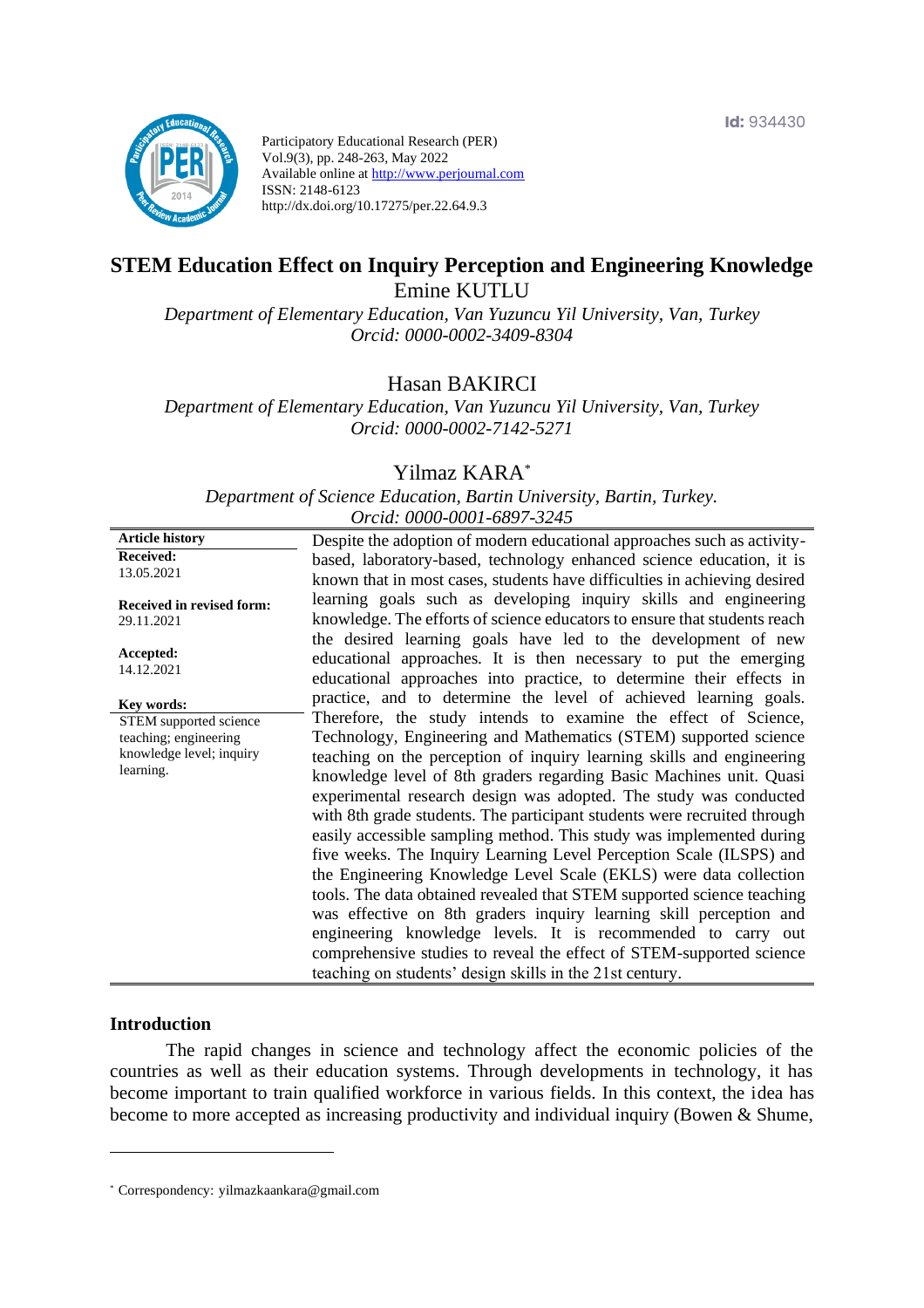Id: 934430

Participatory Educational Research (PER)
Vol.9(3), pp. 248-263, May 2022
Available online at http://www.perjournal.com
ISSN: 2148-6123
http://dx.doi.org/10.17275/per.22.64.9.3

# STEM Education Effect on Inquiry Perception and Engineering Knowledge

Emine KUTLU

*Department of Elementary Education, Van Yuzuncu Yil University, Van, Turkey*
*Orcid: 0000-0002-3409-8304*

Hasan BAKIRCI

*Department of Elementary Education, Van Yuzuncu Yil University, Van, Turkey*
*Orcid: 0000-0002-7142-5271*

Yilmaz KARA[*]

*Department of Science Education, Bartin University, Bartin, Turkey.*
*Orcid: 0000-0001-6897-3245*

**Article history**

**Received:**
13.05.2021

**Received in revised form:**
29.11.2021

**Accepted:**
14.12.2021

**Key words:**
STEM supported science teaching; engineering knowledge level; inquiry learning.

Despite the adoption of modern educational approaches such as activity-based, laboratory-based, technology enhanced science education, it is known that in most cases, students have difficulties in achieving desired learning goals such as developing inquiry skills and engineering knowledge. The efforts of science educators to ensure that students reach the desired learning goals have led to the development of new educational approaches. It is then necessary to put the emerging educational approaches into practice, to determine their effects in practice, and to determine the level of achieved learning goals. Therefore, the study intends to examine the effect of Science, Technology, Engineering and Mathematics (STEM) supported science teaching on the perception of inquiry learning skills and engineering knowledge level of 8th graders regarding Basic Machines unit. Quasi experimental research design was adopted. The study was conducted with 8th grade students. The participant students were recruited through easily accessible sampling method. This study was implemented during five weeks. The Inquiry Learning Level Perception Scale (ILSPS) and the Engineering Knowledge Level Scale (EKLS) were data collection tools. The data obtained revealed that STEM supported science teaching was effective on 8th graders inquiry learning skill perception and engineering knowledge levels. It is recommended to carry out comprehensive studies to reveal the effect of STEM-supported science teaching on students' design skills in the 21st century.

## Introduction

The rapid changes in science and technology affect the economic policies of the countries as well as their education systems. Through developments in technology, it has become important to train qualified workforce in various fields. In this context, the idea has become to more accepted as increasing productivity and individual inquiry (Bowen & Shume,

[*] Correspondency: yilmazkaankara@gmail.com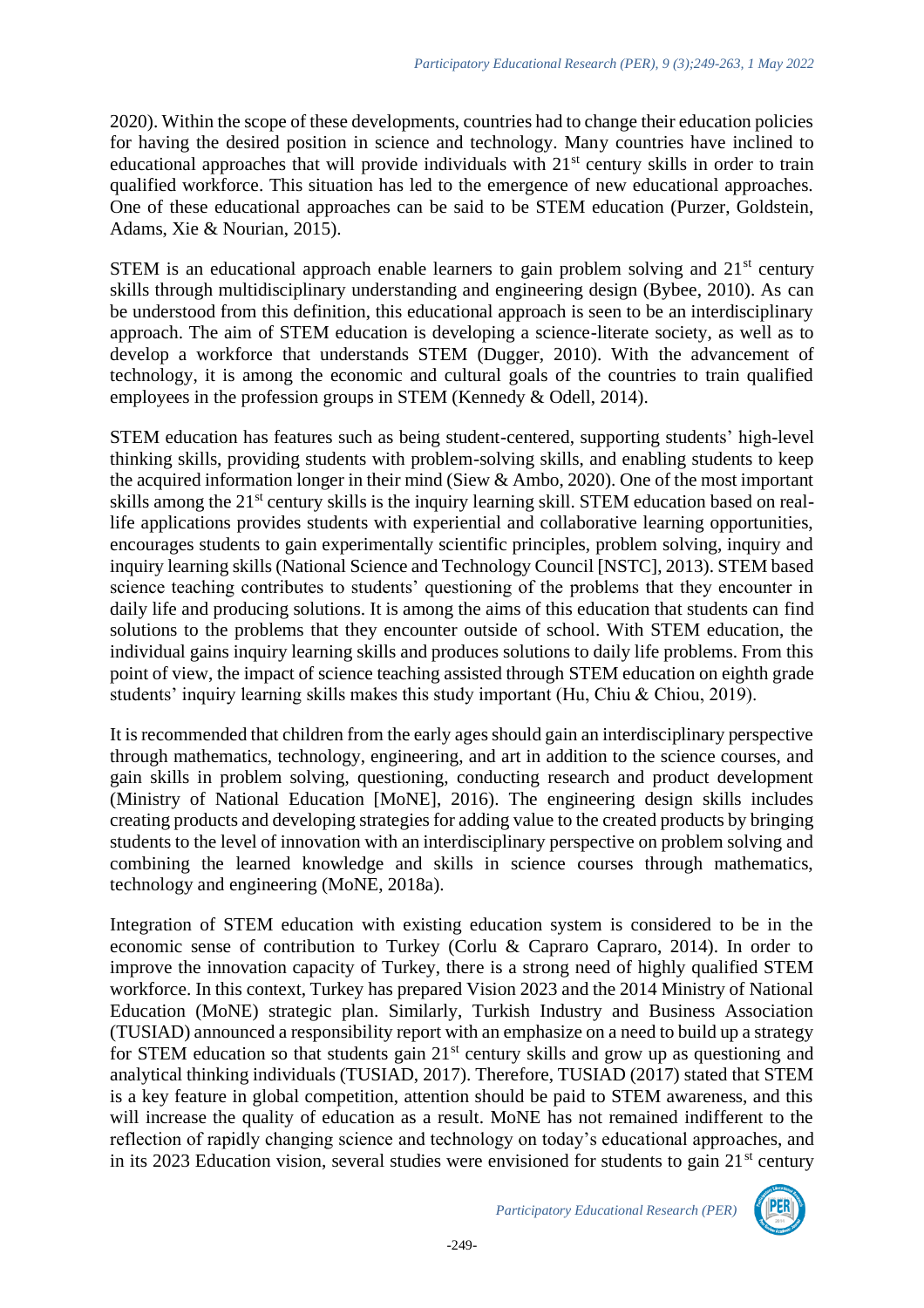2020). Within the scope of these developments, countries had to change their education policies for having the desired position in science and technology. Many countries have inclined to educational approaches that will provide individuals with 21$^{st}$ century skills in order to train qualified workforce. This situation has led to the emergence of new educational approaches. One of these educational approaches can be said to be STEM education (Purzer, Goldstein, Adams, Xie & Nourian, 2015).

STEM is an educational approach enable learners to gain problem solving and 21$^{st}$ century skills through multidisciplinary understanding and engineering design (Bybee, 2010). As can be understood from this definition, this educational approach is seen to be an interdisciplinary approach. The aim of STEM education is developing a science-literate society, as well as to develop a workforce that understands STEM (Dugger, 2010). With the advancement of technology, it is among the economic and cultural goals of the countries to train qualified employees in the profession groups in STEM (Kennedy & Odell, 2014).

STEM education has features such as being student-centered, supporting students' high-level thinking skills, providing students with problem-solving skills, and enabling students to keep the acquired information longer in their mind (Siew & Ambo, 2020). One of the most important skills among the 21$^{st}$ century skills is the inquiry learning skill. STEM education based on real-life applications provides students with experiential and collaborative learning opportunities, encourages students to gain experimentally scientific principles, problem solving, inquiry and inquiry learning skills (National Science and Technology Council [NSTC], 2013). STEM based science teaching contributes to students' questioning of the problems that they encounter in daily life and producing solutions. It is among the aims of this education that students can find solutions to the problems that they encounter outside of school. With STEM education, the individual gains inquiry learning skills and produces solutions to daily life problems. From this point of view, the impact of science teaching assisted through STEM education on eighth grade students' inquiry learning skills makes this study important (Hu, Chiu & Chiou, 2019).

It is recommended that children from the early ages should gain an interdisciplinary perspective through mathematics, technology, engineering, and art in addition to the science courses, and gain skills in problem solving, questioning, conducting research and product development (Ministry of National Education [MoNE], 2016). The engineering design skills includes creating products and developing strategies for adding value to the created products by bringing students to the level of innovation with an interdisciplinary perspective on problem solving and combining the learned knowledge and skills in science courses through mathematics, technology and engineering (MoNE, 2018a).

Integration of STEM education with existing education system is considered to be in the economic sense of contribution to Turkey (Corlu & Capraro Capraro, 2014). In order to improve the innovation capacity of Turkey, there is a strong need of highly qualified STEM workforce. In this context, Turkey has prepared Vision 2023 and the 2014 Ministry of National Education (MoNE) strategic plan. Similarly, Turkish Industry and Business Association (TUSIAD) announced a responsibility report with an emphasize on a need to build up a strategy for STEM education so that students gain 21$^{st}$ century skills and grow up as questioning and analytical thinking individuals (TUSIAD, 2017). Therefore, TUSIAD (2017) stated that STEM is a key feature in global competition, attention should be paid to STEM awareness, and this will increase the quality of education as a result. MoNE has not remained indifferent to the reflection of rapidly changing science and technology on today's educational approaches, and in its 2023 Education vision, several studies were envisioned for students to gain 21$^{st}$ century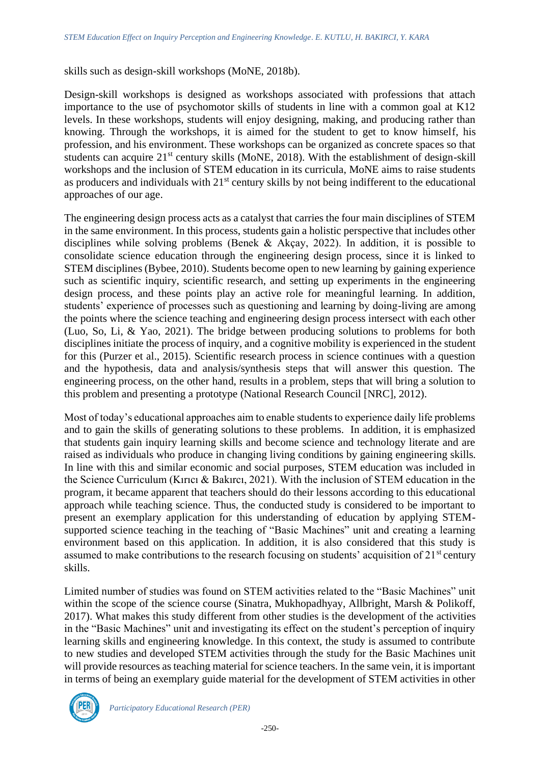skills such as design-skill workshops (MoNE, 2018b).

Design-skill workshops is designed as workshops associated with professions that attach importance to the use of psychomotor skills of students in line with a common goal at K12 levels. In these workshops, students will enjoy designing, making, and producing rather than knowing. Through the workshops, it is aimed for the student to get to know himself, his profession, and his environment. These workshops can be organized as concrete spaces so that students can acquire 21st century skills (MoNE, 2018). With the establishment of design-skill workshops and the inclusion of STEM education in its curricula, MoNE aims to raise students as producers and individuals with 21st century skills by not being indifferent to the educational approaches of our age.

The engineering design process acts as a catalyst that carries the four main disciplines of STEM in the same environment. In this process, students gain a holistic perspective that includes other disciplines while solving problems (Benek & Akçay, 2022). In addition, it is possible to consolidate science education through the engineering design process, since it is linked to STEM disciplines (Bybee, 2010). Students become open to new learning by gaining experience such as scientific inquiry, scientific research, and setting up experiments in the engineering design process, and these points play an active role for meaningful learning. In addition, students' experience of processes such as questioning and learning by doing-living are among the points where the science teaching and engineering design process intersect with each other (Luo, So, Li, & Yao, 2021). The bridge between producing solutions to problems for both disciplines initiate the process of inquiry, and a cognitive mobility is experienced in the student for this (Purzer et al., 2015). Scientific research process in science continues with a question and the hypothesis, data and analysis/synthesis steps that will answer this question. The engineering process, on the other hand, results in a problem, steps that will bring a solution to this problem and presenting a prototype (National Research Council [NRC], 2012).

Most of today's educational approaches aim to enable students to experience daily life problems and to gain the skills of generating solutions to these problems. In addition, it is emphasized that students gain inquiry learning skills and become science and technology literate and are raised as individuals who produce in changing living conditions by gaining engineering skills. In line with this and similar economic and social purposes, STEM education was included in the Science Curriculum (Kırıcı & Bakırcı, 2021). With the inclusion of STEM education in the program, it became apparent that teachers should do their lessons according to this educational approach while teaching science. Thus, the conducted study is considered to be important to present an exemplary application for this understanding of education by applying STEM-supported science teaching in the teaching of "Basic Machines" unit and creating a learning environment based on this application. In addition, it is also considered that this study is assumed to make contributions to the research focusing on students' acquisition of 21st century skills.

Limited number of studies was found on STEM activities related to the "Basic Machines" unit within the scope of the science course (Sinatra, Mukhopadhyay, Allbright, Marsh & Polikoff, 2017). What makes this study different from other studies is the development of the activities in the "Basic Machines" unit and investigating its effect on the student's perception of inquiry learning skills and engineering knowledge. In this context, the study is assumed to contribute to new studies and developed STEM activities through the study for the Basic Machines unit will provide resources as teaching material for science teachers. In the same vein, it is important in terms of being an exemplary guide material for the development of STEM activities in other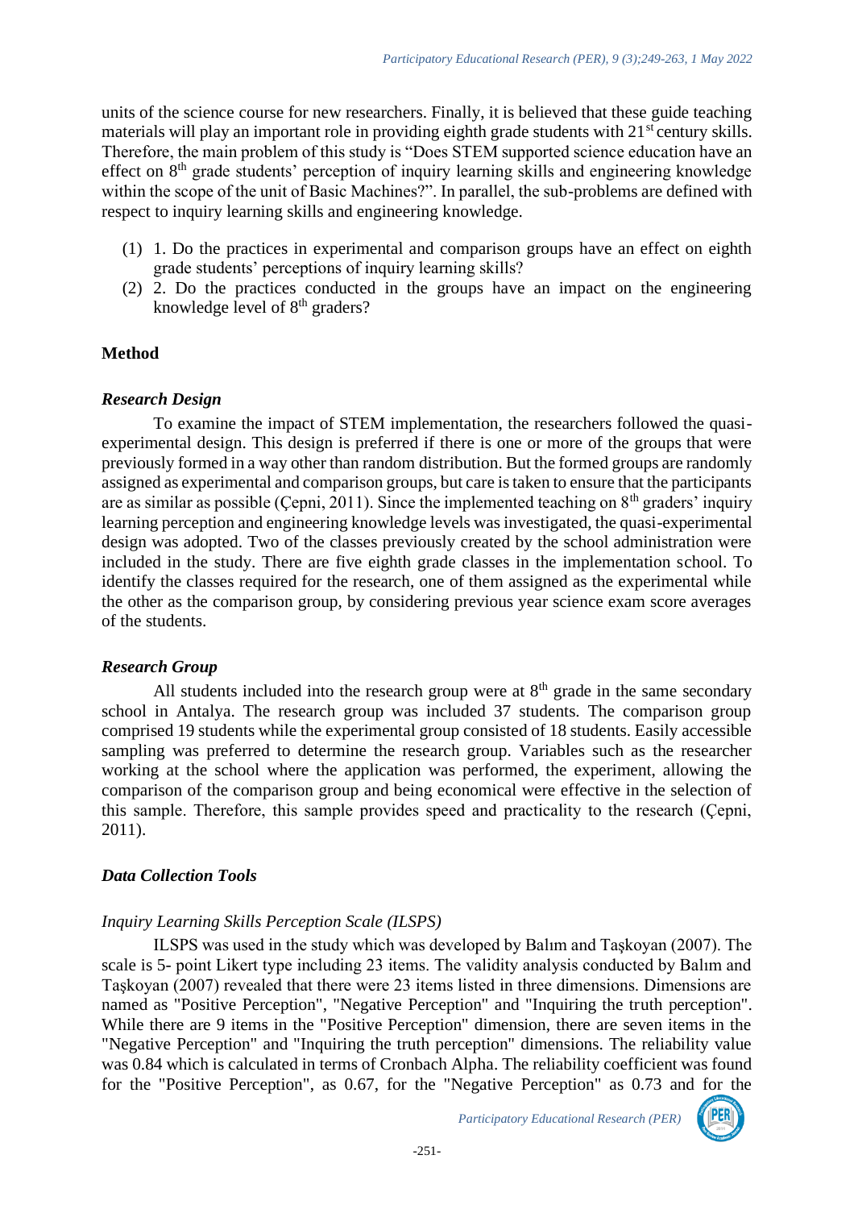units of the science course for new researchers. Finally, it is believed that these guide teaching materials will play an important role in providing eighth grade students with 21$^{st}$ century skills. Therefore, the main problem of this study is "Does STEM supported science education have an effect on 8$^{th}$ grade students' perception of inquiry learning skills and engineering knowledge within the scope of the unit of Basic Machines?". In parallel, the sub-problems are defined with respect to inquiry learning skills and engineering knowledge.

(1) 1. Do the practices in experimental and comparison groups have an effect on eighth grade students' perceptions of inquiry learning skills?

(2) 2. Do the practices conducted in the groups have an impact on the engineering knowledge level of 8$^{th}$ graders?

## Method

### *Research Design*

To examine the impact of STEM implementation, the researchers followed the quasi-experimental design. This design is preferred if there is one or more of the groups that were previously formed in a way other than random distribution. But the formed groups are randomly assigned as experimental and comparison groups, but care is taken to ensure that the participants are as similar as possible (Çepni, 2011). Since the implemented teaching on 8$^{th}$ graders' inquiry learning perception and engineering knowledge levels was investigated, the quasi-experimental design was adopted. Two of the classes previously created by the school administration were included in the study. There are five eighth grade classes in the implementation school. To identify the classes required for the research, one of them assigned as the experimental while the other as the comparison group, by considering previous year science exam score averages of the students.

### *Research Group*

All students included into the research group were at 8$^{th}$ grade in the same secondary school in Antalya. The research group was included 37 students. The comparison group comprised 19 students while the experimental group consisted of 18 students. Easily accessible sampling was preferred to determine the research group. Variables such as the researcher working at the school where the application was performed, the experiment, allowing the comparison of the comparison group and being economical were effective in the selection of this sample. Therefore, this sample provides speed and practicality to the research (Çepni, 2011).

### *Data Collection Tools*

#### *Inquiry Learning Skills Perception Scale (ILSPS)*

ILSPS was used in the study which was developed by Balım and Taşkoyan (2007). The scale is 5- point Likert type including 23 items. The validity analysis conducted by Balım and Taşkoyan (2007) revealed that there were 23 items listed in three dimensions. Dimensions are named as "Positive Perception", "Negative Perception" and "Inquiring the truth perception". While there are 9 items in the "Positive Perception" dimension, there are seven items in the "Negative Perception" and "Inquiring the truth perception" dimensions. The reliability value was 0.84 which is calculated in terms of Cronbach Alpha. The reliability coefficient was found for the "Positive Perception", as 0.67, for the "Negative Perception" as 0.73 and for the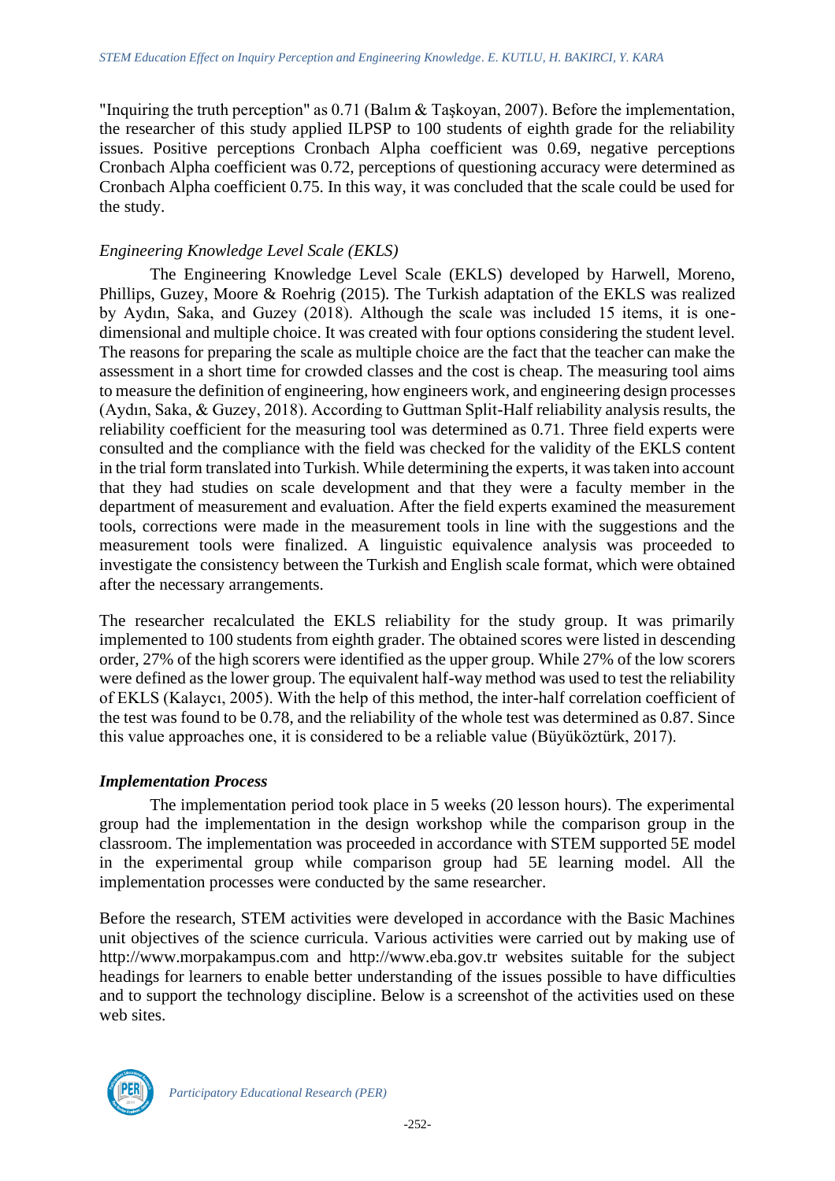"Inquiring the truth perception" as 0.71 (Balım & Taşkoyan, 2007). Before the implementation, the researcher of this study applied ILPSP to 100 students of eighth grade for the reliability issues. Positive perceptions Cronbach Alpha coefficient was 0.69, negative perceptions Cronbach Alpha coefficient was 0.72, perceptions of questioning accuracy were determined as Cronbach Alpha coefficient 0.75. In this way, it was concluded that the scale could be used for the study.

*Engineering Knowledge Level Scale (EKLS)*

The Engineering Knowledge Level Scale (EKLS) developed by Harwell, Moreno, Phillips, Guzey, Moore & Roehrig (2015). The Turkish adaptation of the EKLS was realized by Aydın, Saka, and Guzey (2018). Although the scale was included 15 items, it is one-dimensional and multiple choice. It was created with four options considering the student level. The reasons for preparing the scale as multiple choice are the fact that the teacher can make the assessment in a short time for crowded classes and the cost is cheap. The measuring tool aims to measure the definition of engineering, how engineers work, and engineering design processes (Aydın, Saka, & Guzey, 2018). According to Guttman Split-Half reliability analysis results, the reliability coefficient for the measuring tool was determined as 0.71. Three field experts were consulted and the compliance with the field was checked for the validity of the EKLS content in the trial form translated into Turkish. While determining the experts, it was taken into account that they had studies on scale development and that they were a faculty member in the department of measurement and evaluation. After the field experts examined the measurement tools, corrections were made in the measurement tools in line with the suggestions and the measurement tools were finalized. A linguistic equivalence analysis was proceeded to investigate the consistency between the Turkish and English scale format, which were obtained after the necessary arrangements.

The researcher recalculated the EKLS reliability for the study group. It was primarily implemented to 100 students from eighth grader. The obtained scores were listed in descending order, 27% of the high scorers were identified as the upper group. While 27% of the low scorers were defined as the lower group. The equivalent half-way method was used to test the reliability of EKLS (Kalaycı, 2005). With the help of this method, the inter-half correlation coefficient of the test was found to be 0.78, and the reliability of the whole test was determined as 0.87. Since this value approaches one, it is considered to be a reliable value (Büyüköztürk, 2017).

### *Implementation Process*

The implementation period took place in 5 weeks (20 lesson hours). The experimental group had the implementation in the design workshop while the comparison group in the classroom. The implementation was proceeded in accordance with STEM supported 5E model in the experimental group while comparison group had 5E learning model. All the implementation processes were conducted by the same researcher.

Before the research, STEM activities were developed in accordance with the Basic Machines unit objectives of the science curricula. Various activities were carried out by making use of http://www.morpakampus.com and http://www.eba.gov.tr websites suitable for the subject headings for learners to enable better understanding of the issues possible to have difficulties and to support the technology discipline. Below is a screenshot of the activities used on these web sites.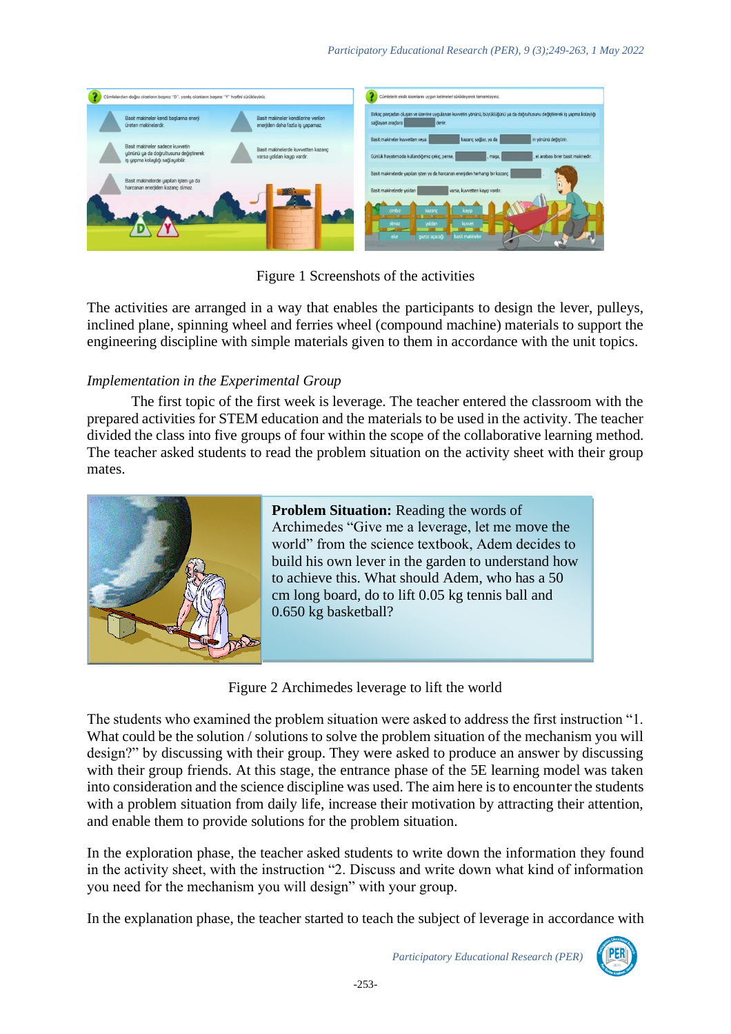Figure 1 Screenshots of the activities

The activities are arranged in a way that enables the participants to design the lever, pulleys, inclined plane, spinning wheel and ferries wheel (compound machine) materials to support the engineering discipline with simple materials given to them in accordance with the unit topics.

*Implementation in the Experimental Group*

The first topic of the first week is leverage. The teacher entered the classroom with the prepared activities for STEM education and the materials to be used in the activity. The teacher divided the class into five groups of four within the scope of the collaborative learning method. The teacher asked students to read the problem situation on the activity sheet with their group mates.

**Problem Situation:** Reading the words of Archimedes "Give me a leverage, let me move the world" from the science textbook, Adem decides to build his own lever in the garden to understand how to achieve this. What should Adem, who has a 50 cm long board, do to lift 0.05 kg tennis ball and 0.650 kg basketball?

Figure 2 Archimedes leverage to lift the world

The students who examined the problem situation were asked to address the first instruction "1. What could be the solution / solutions to solve the problem situation of the mechanism you will design?" by discussing with their group. They were asked to produce an answer by discussing with their group friends. At this stage, the entrance phase of the 5E learning model was taken into consideration and the science discipline was used. The aim here is to encounter the students with a problem situation from daily life, increase their motivation by attracting their attention, and enable them to provide solutions for the problem situation.

In the exploration phase, the teacher asked students to write down the information they found in the activity sheet, with the instruction "2. Discuss and write down what kind of information you need for the mechanism you will design" with your group.

In the explanation phase, the teacher started to teach the subject of leverage in accordance with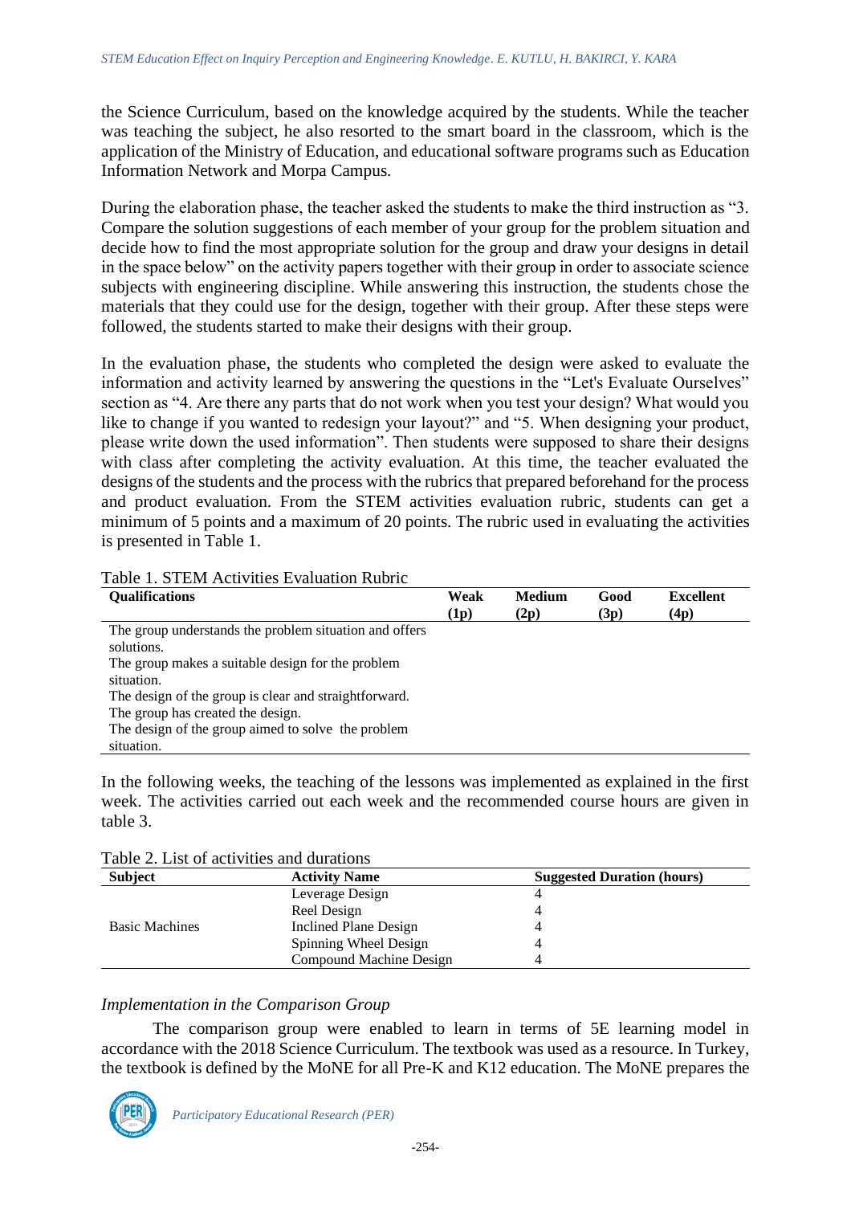the Science Curriculum, based on the knowledge acquired by the students. While the teacher was teaching the subject, he also resorted to the smart board in the classroom, which is the application of the Ministry of Education, and educational software programs such as Education Information Network and Morpa Campus.

During the elaboration phase, the teacher asked the students to make the third instruction as "3. Compare the solution suggestions of each member of your group for the problem situation and decide how to find the most appropriate solution for the group and draw your designs in detail in the space below" on the activity papers together with their group in order to associate science subjects with engineering discipline. While answering this instruction, the students chose the materials that they could use for the design, together with their group. After these steps were followed, the students started to make their designs with their group.

In the evaluation phase, the students who completed the design were asked to evaluate the information and activity learned by answering the questions in the "Let's Evaluate Ourselves" section as "4. Are there any parts that do not work when you test your design? What would you like to change if you wanted to redesign your layout?" and "5. When designing your product, please write down the used information". Then students were supposed to share their designs with class after completing the activity evaluation. At this time, the teacher evaluated the designs of the students and the process with the rubrics that prepared beforehand for the process and product evaluation. From the STEM activities evaluation rubric, students can get a minimum of 5 points and a maximum of 20 points. The rubric used in evaluating the activities is presented in Table 1.

Table 1. STEM Activities Evaluation Rubric

| Qualifications | Weak (1p) | Medium (2p) | Good (3p) | Excellent (4p) |
|---|---|---|---|---|
| The group understands the problem situation and offers solutions. | | | | |
| The group makes a suitable design for the problem situation. | | | | |
| The design of the group is clear and straightforward. | | | | |
| The group has created the design. | | | | |
| The design of the group aimed to solve the problem situation. | | | | |

In the following weeks, the teaching of the lessons was implemented as explained in the first week. The activities carried out each week and the recommended course hours are given in table 3.

Table 2. List of activities and durations

| Subject | Activity Name | Suggested Duration (hours) |
|---|---|---|
| Basic Machines | Leverage Design | 4 |
| | Reel Design | 4 |
| | Inclined Plane Design | 4 |
| | Spinning Wheel Design | 4 |
| | Compound Machine Design | 4 |

*Implementation in the Comparison Group*

The comparison group were enabled to learn in terms of 5E learning model in accordance with the 2018 Science Curriculum. The textbook was used as a resource. In Turkey, the textbook is defined by the MoNE for all Pre-K and K12 education. The MoNE prepares the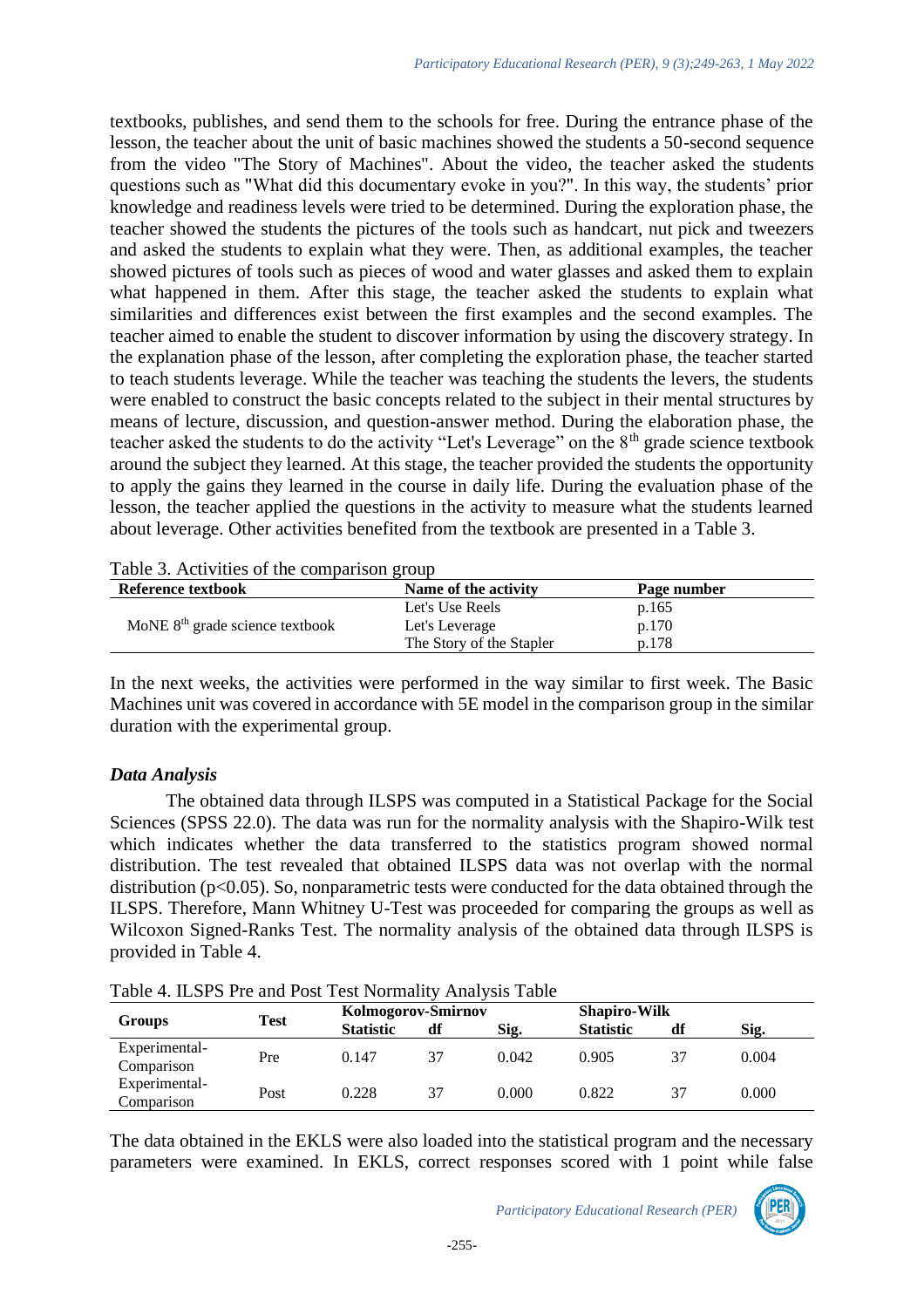textbooks, publishes, and send them to the schools for free. During the entrance phase of the lesson, the teacher about the unit of basic machines showed the students a 50-second sequence from the video "The Story of Machines". About the video, the teacher asked the students questions such as "What did this documentary evoke in you?". In this way, the students' prior knowledge and readiness levels were tried to be determined. During the exploration phase, the teacher showed the students the pictures of the tools such as handcart, nut pick and tweezers and asked the students to explain what they were. Then, as additional examples, the teacher showed pictures of tools such as pieces of wood and water glasses and asked them to explain what happened in them. After this stage, the teacher asked the students to explain what similarities and differences exist between the first examples and the second examples. The teacher aimed to enable the student to discover information by using the discovery strategy. In the explanation phase of the lesson, after completing the exploration phase, the teacher started to teach students leverage. While the teacher was teaching the students the levers, the students were enabled to construct the basic concepts related to the subject in their mental structures by means of lecture, discussion, and question-answer method. During the elaboration phase, the teacher asked the students to do the activity "Let's Leverage" on the 8th grade science textbook around the subject they learned. At this stage, the teacher provided the students the opportunity to apply the gains they learned in the course in daily life. During the evaluation phase of the lesson, the teacher applied the questions in the activity to measure what the students learned about leverage. Other activities benefited from the textbook are presented in a Table 3.

Table 3. Activities of the comparison group

| Reference textbook | Name of the activity | Page number |
|---|---|---|
| MoNE 8th grade science textbook | Let's Use Reels | p.165 |
| | Let's Leverage | p.170 |
| | The Story of the Stapler | p.178 |

In the next weeks, the activities were performed in the way similar to first week. The Basic Machines unit was covered in accordance with 5E model in the comparison group in the similar duration with the experimental group.

### *Data Analysis*

The obtained data through ILSPS was computed in a Statistical Package for the Social Sciences (SPSS 22.0). The data was run for the normality analysis with the Shapiro-Wilk test which indicates whether the data transferred to the statistics program showed normal distribution. The test revealed that obtained ILSPS data was not overlap with the normal distribution ($p<0.05$). So, nonparametric tests were conducted for the data obtained through the ILSPS. Therefore, Mann Whitney U-Test was proceeded for comparing the groups as well as Wilcoxon Signed-Ranks Test. The normality analysis of the obtained data through ILSPS is provided in Table 4.

Table 4. ILSPS Pre and Post Test Normality Analysis Table

| Groups | Test | Kolmogorov-Smirnov | | | Shapiro-Wilk | | |
|---|---|---|---|---|---|---|---|
| | | Statistic | df | Sig. | Statistic | df | Sig. |
| Experimental-Comparison | Pre | 0.147 | 37 | 0.042 | 0.905 | 37 | 0.004 |
| Experimental-Comparison | Post | 0.228 | 37 | 0.000 | 0.822 | 37 | 0.000 |

The data obtained in the EKLS were also loaded into the statistical program and the necessary parameters were examined. In EKLS, correct responses scored with 1 point while false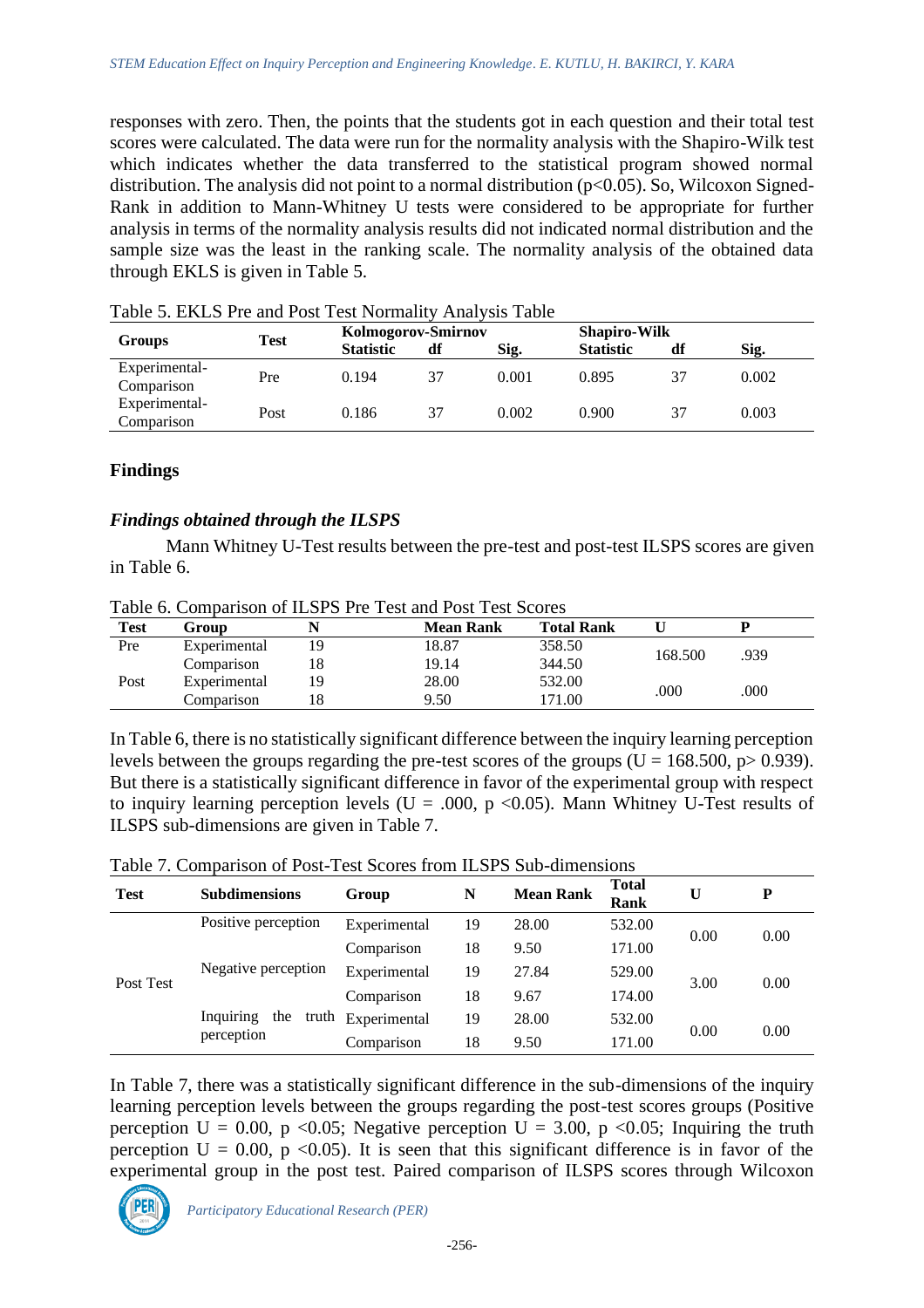responses with zero. Then, the points that the students got in each question and their total test scores were calculated. The data were run for the normality analysis with the Shapiro-Wilk test which indicates whether the data transferred to the statistical program showed normal distribution. The analysis did not point to a normal distribution ($p<0.05$). So, Wilcoxon Signed-Rank in addition to Mann-Whitney U tests were considered to be appropriate for further analysis in terms of the normality analysis results did not indicated normal distribution and the sample size was the least in the ranking scale. The normality analysis of the obtained data through EKLS is given in Table 5.

Table 5. EKLS Pre and Post Test Normality Analysis Table

| Groups | Test | Kolmogorov-Smirnov | | | Shapiro-Wilk | | |
|---|---|---|---|---|---|---|---|
| | | Statistic | df | Sig. | Statistic | df | Sig. |
| Experimental-Comparison | Pre | 0.194 | 37 | 0.001 | 0.895 | 37 | 0.002 |
| Experimental-Comparison | Post | 0.186 | 37 | 0.002 | 0.900 | 37 | 0.003 |

## Findings

### *Findings obtained through the ILSPS*

Mann Whitney U-Test results between the pre-test and post-test ILSPS scores are given in Table 6.

Table 6. Comparison of ILSPS Pre Test and Post Test Scores

| Test | Group | N | Mean Rank | Total Rank | U | P |
|---|---|---|---|---|---|---|
| Pre | Experimental | 19 | 18.87 | 358.50 | 168.500 | .939 |
| | Comparison | 18 | 19.14 | 344.50 | | |
| Post | Experimental | 19 | 28.00 | 532.00 | .000 | .000 |
| | Comparison | 18 | 9.50 | 171.00 | | |

In Table 6, there is no statistically significant difference between the inquiry learning perception levels between the groups regarding the pre-test scores of the groups ($U = 168.500$, $p> 0.939$). But there is a statistically significant difference in favor of the experimental group with respect to inquiry learning perception levels ($U = .000$, $p <0.05$). Mann Whitney U-Test results of ILSPS sub-dimensions are given in Table 7.

Table 7. Comparison of Post-Test Scores from ILSPS Sub-dimensions

| Test | Subdimensions | Group | N | Mean Rank | Total Rank | U | P |
|---|---|---|---|---|---|---|---|
| Post Test | Positive perception | Experimental | 19 | 28.00 | 532.00 | 0.00 | 0.00 |
| | | Comparison | 18 | 9.50 | 171.00 | | |
| | Negative perception | Experimental | 19 | 27.84 | 529.00 | 3.00 | 0.00 |
| | | Comparison | 18 | 9.67 | 174.00 | | |
| | Inquiring the truth perception | Experimental | 19 | 28.00 | 532.00 | 0.00 | 0.00 |
| | | Comparison | 18 | 9.50 | 171.00 | | |

In Table 7, there was a statistically significant difference in the sub-dimensions of the inquiry learning perception levels between the groups regarding the post-test scores groups (Positive perception $U = 0.00$, $p <0.05$; Negative perception $U = 3.00$, $p <0.05$; Inquiring the truth perception $U = 0.00$, $p <0.05$). It is seen that this significant difference is in favor of the experimental group in the post test. Paired comparison of ILSPS scores through Wilcoxon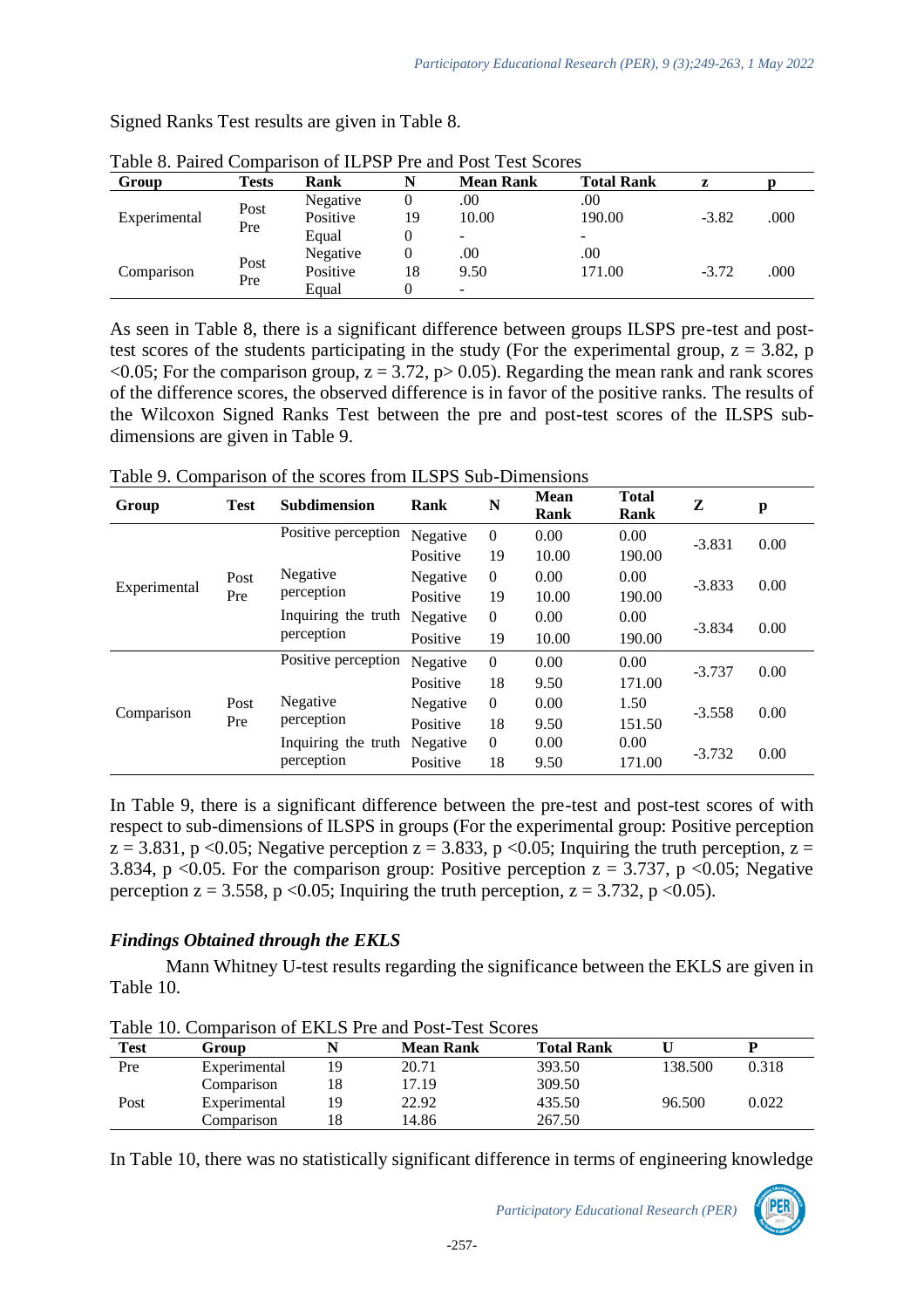Signed Ranks Test results are given in Table 8.

Table 8. Paired Comparison of ILPSP Pre and Post Test Scores

| Group | Tests | Rank | N | Mean Rank | Total Rank | z | p |
|---|---|---|---|---|---|---|---|
| Experimental | Post Pre | Negative | 0 | .00 | .00 | -3.82 | .000 |
| | | Positive | 19 | 10.00 | 190.00 | | |
| | | Equal | 0 | - | - | | |
| Comparison | Post Pre | Negative | 0 | .00 | .00 | -3.72 | .000 |
| | | Positive | 18 | 9.50 | 171.00 | | |
| | | Equal | 0 | - | | | |

As seen in Table 8, there is a significant difference between groups ILSPS pre-test and post-test scores of the students participating in the study (For the experimental group, $z = 3.82$, $p < 0.05$; For the comparison group, $z = 3.72$, $p > 0.05$). Regarding the mean rank and rank scores of the difference scores, the observed difference is in favor of the positive ranks. The results of the Wilcoxon Signed Ranks Test between the pre and post-test scores of the ILSPS sub-dimensions are given in Table 9.

Table 9. Comparison of the scores from ILSPS Sub-Dimensions

| Group | Test | Subdimension | Rank | N | Mean Rank | Total Rank | Z | p |
|---|---|---|---|---|---|---|---|---|
| Experimental | Post Pre | Positive perception | Negative | 0 | 0.00 | 0.00 | -3.831 | 0.00 |
| | | | Positive | 19 | 10.00 | 190.00 | | |
| | | Negative perception | Negative | 0 | 0.00 | 0.00 | -3.833 | 0.00 |
| | | | Positive | 19 | 10.00 | 190.00 | | |
| | | Inquiring the truth perception | Negative | 0 | 0.00 | 0.00 | -3.834 | 0.00 |
| | | | Positive | 19 | 10.00 | 190.00 | | |
| Comparison | Post Pre | Positive perception | Negative | 0 | 0.00 | 0.00 | -3.737 | 0.00 |
| | | | Positive | 18 | 9.50 | 171.00 | | |
| | | Negative perception | Negative | 0 | 0.00 | 1.50 | -3.558 | 0.00 |
| | | | Positive | 18 | 9.50 | 151.50 | | |
| | | Inquiring the truth perception | Negative | 0 | 0.00 | 0.00 | -3.732 | 0.00 |
| | | | Positive | 18 | 9.50 | 171.00 | | |

In Table 9, there is a significant difference between the pre-test and post-test scores of with respect to sub-dimensions of ILSPS in groups (For the experimental group: Positive perception $z = 3.831$, $p < 0.05$; Negative perception $z = 3.833$, $p < 0.05$; Inquiring the truth perception, $z = 3.834$, $p < 0.05$. For the comparison group: Positive perception $z = 3.737$, $p < 0.05$; Negative perception $z = 3.558$, $p < 0.05$; Inquiring the truth perception, $z = 3.732$, $p < 0.05$).

### *Findings Obtained through the EKLS*

Mann Whitney U-test results regarding the significance between the EKLS are given in Table 10.

Table 10. Comparison of EKLS Pre and Post-Test Scores

| Test | Group | N | Mean Rank | Total Rank | U | P |
|---|---|---|---|---|---|---|
| Pre | Experimental | 19 | 20.71 | 393.50 | 138.500 | 0.318 |
| | Comparison | 18 | 17.19 | 309.50 | | |
| Post | Experimental | 19 | 22.92 | 435.50 | 96.500 | 0.022 |
| | Comparison | 18 | 14.86 | 267.50 | | |

In Table 10, there was no statistically significant difference in terms of engineering knowledge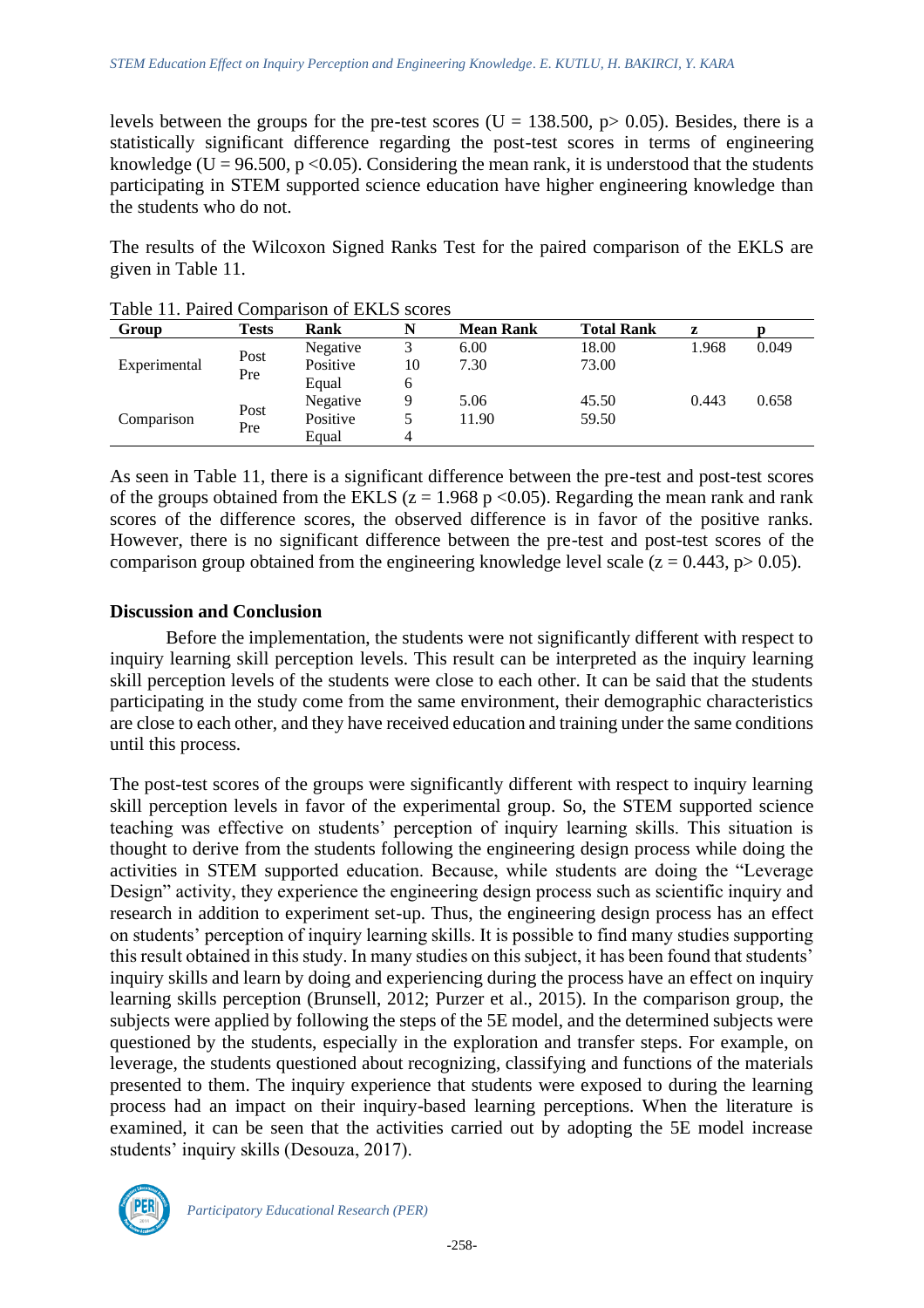levels between the groups for the pre-test scores ($U = 138.500$, $p > 0.05$). Besides, there is a statistically significant difference regarding the post-test scores in terms of engineering knowledge ($U = 96.500$, $p < 0.05$). Considering the mean rank, it is understood that the students participating in STEM supported science education have higher engineering knowledge than the students who do not.

The results of the Wilcoxon Signed Ranks Test for the paired comparison of the EKLS are given in Table 11.

Table 11. Paired Comparison of EKLS scores

| Group | Tests | Rank | N | Mean Rank | Total Rank | z | p |
|---|---|---|---|---|---|---|---|
| Experimental | Post Pre | Negative | 3 | 6.00 | 18.00 | 1.968 | 0.049 |
| | | Positive | 10 | 7.30 | 73.00 | | |
| | | Equal | 6 | | | | |
| Comparison | Post Pre | Negative | 9 | 5.06 | 45.50 | 0.443 | 0.658 |
| | | Positive | 5 | 11.90 | 59.50 | | |
| | | Equal | 4 | | | | |

As seen in Table 11, there is a significant difference between the pre-test and post-test scores of the groups obtained from the EKLS ($z = 1.968$ $p < 0.05$). Regarding the mean rank and rank scores of the difference scores, the observed difference is in favor of the positive ranks. However, there is no significant difference between the pre-test and post-test scores of the comparison group obtained from the engineering knowledge level scale ($z = 0.443$, $p > 0.05$).

## Discussion and Conclusion

Before the implementation, the students were not significantly different with respect to inquiry learning skill perception levels. This result can be interpreted as the inquiry learning skill perception levels of the students were close to each other. It can be said that the students participating in the study come from the same environment, their demographic characteristics are close to each other, and they have received education and training under the same conditions until this process.

The post-test scores of the groups were significantly different with respect to inquiry learning skill perception levels in favor of the experimental group. So, the STEM supported science teaching was effective on students' perception of inquiry learning skills. This situation is thought to derive from the students following the engineering design process while doing the activities in STEM supported education. Because, while students are doing the "Leverage Design" activity, they experience the engineering design process such as scientific inquiry and research in addition to experiment set-up. Thus, the engineering design process has an effect on students' perception of inquiry learning skills. It is possible to find many studies supporting this result obtained in this study. In many studies on this subject, it has been found that students' inquiry skills and learn by doing and experiencing during the process have an effect on inquiry learning skills perception (Brunsell, 2012; Purzer et al., 2015). In the comparison group, the subjects were applied by following the steps of the 5E model, and the determined subjects were questioned by the students, especially in the exploration and transfer steps. For example, on leverage, the students questioned about recognizing, classifying and functions of the materials presented to them. The inquiry experience that students were exposed to during the learning process had an impact on their inquiry-based learning perceptions. When the literature is examined, it can be seen that the activities carried out by adopting the 5E model increase students' inquiry skills (Desouza, 2017).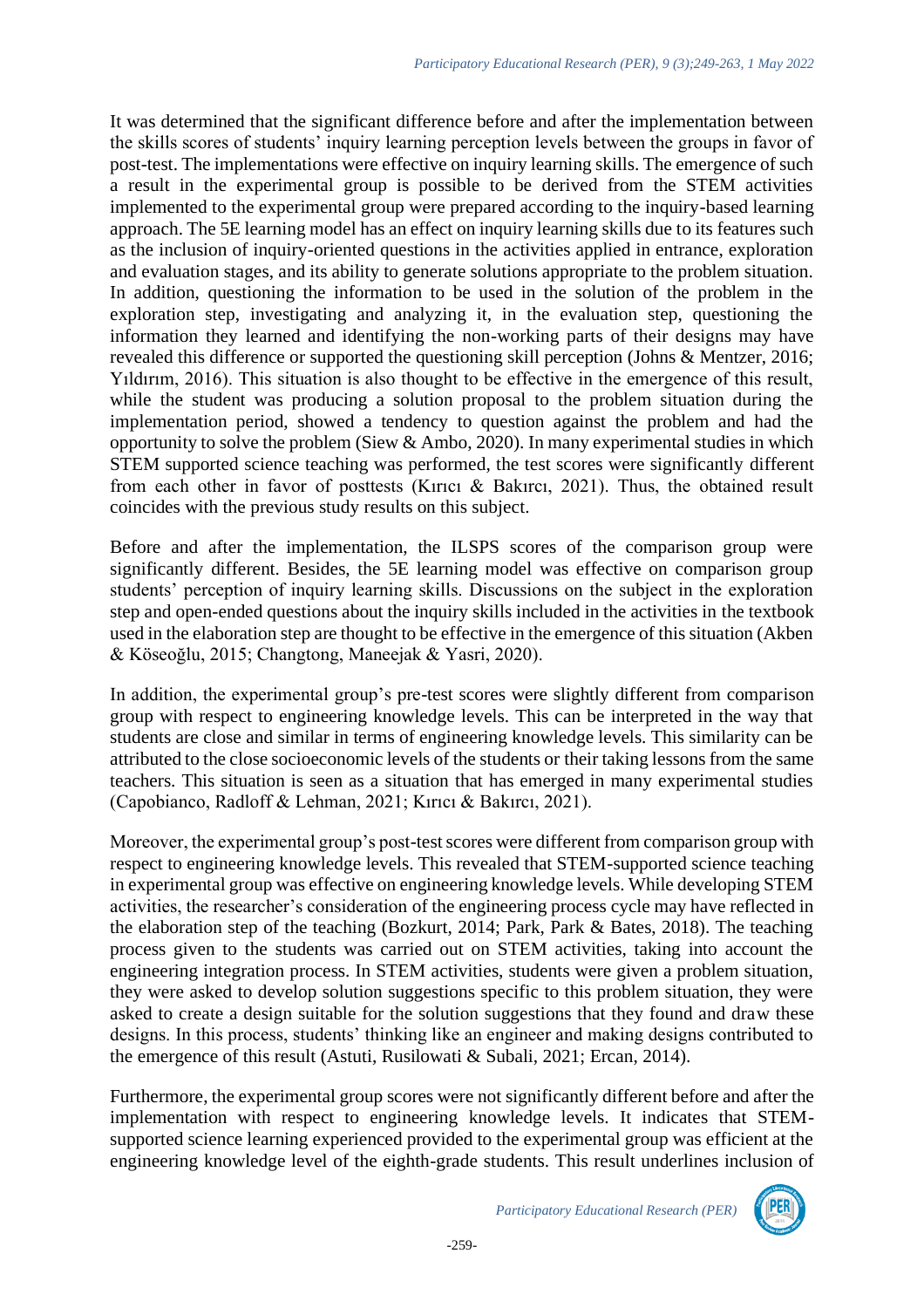It was determined that the significant difference before and after the implementation between the skills scores of students' inquiry learning perception levels between the groups in favor of post-test. The implementations were effective on inquiry learning skills. The emergence of such a result in the experimental group is possible to be derived from the STEM activities implemented to the experimental group were prepared according to the inquiry-based learning approach. The 5E learning model has an effect on inquiry learning skills due to its features such as the inclusion of inquiry-oriented questions in the activities applied in entrance, exploration and evaluation stages, and its ability to generate solutions appropriate to the problem situation. In addition, questioning the information to be used in the solution of the problem in the exploration step, investigating and analyzing it, in the evaluation step, questioning the information they learned and identifying the non-working parts of their designs may have revealed this difference or supported the questioning skill perception (Johns & Mentzer, 2016; Yıldırım, 2016). This situation is also thought to be effective in the emergence of this result, while the student was producing a solution proposal to the problem situation during the implementation period, showed a tendency to question against the problem and had the opportunity to solve the problem (Siew & Ambo, 2020). In many experimental studies in which STEM supported science teaching was performed, the test scores were significantly different from each other in favor of posttests (Kırıcı & Bakırcı, 2021). Thus, the obtained result coincides with the previous study results on this subject.

Before and after the implementation, the ILSPS scores of the comparison group were significantly different. Besides, the 5E learning model was effective on comparison group students' perception of inquiry learning skills. Discussions on the subject in the exploration step and open-ended questions about the inquiry skills included in the activities in the textbook used in the elaboration step are thought to be effective in the emergence of this situation (Akben & Köseoğlu, 2015; Changtong, Maneejak & Yasri, 2020).

In addition, the experimental group's pre-test scores were slightly different from comparison group with respect to engineering knowledge levels. This can be interpreted in the way that students are close and similar in terms of engineering knowledge levels. This similarity can be attributed to the close socioeconomic levels of the students or their taking lessons from the same teachers. This situation is seen as a situation that has emerged in many experimental studies (Capobianco, Radloff & Lehman, 2021; Kırıcı & Bakırcı, 2021).

Moreover, the experimental group's post-test scores were different from comparison group with respect to engineering knowledge levels. This revealed that STEM-supported science teaching in experimental group was effective on engineering knowledge levels. While developing STEM activities, the researcher's consideration of the engineering process cycle may have reflected in the elaboration step of the teaching (Bozkurt, 2014; Park, Park & Bates, 2018). The teaching process given to the students was carried out on STEM activities, taking into account the engineering integration process. In STEM activities, students were given a problem situation, they were asked to develop solution suggestions specific to this problem situation, they were asked to create a design suitable for the solution suggestions that they found and draw these designs. In this process, students' thinking like an engineer and making designs contributed to the emergence of this result (Astuti, Rusilowati & Subali, 2021; Ercan, 2014).

Furthermore, the experimental group scores were not significantly different before and after the implementation with respect to engineering knowledge levels. It indicates that STEM-supported science learning experienced provided to the experimental group was efficient at the engineering knowledge level of the eighth-grade students. This result underlines inclusion of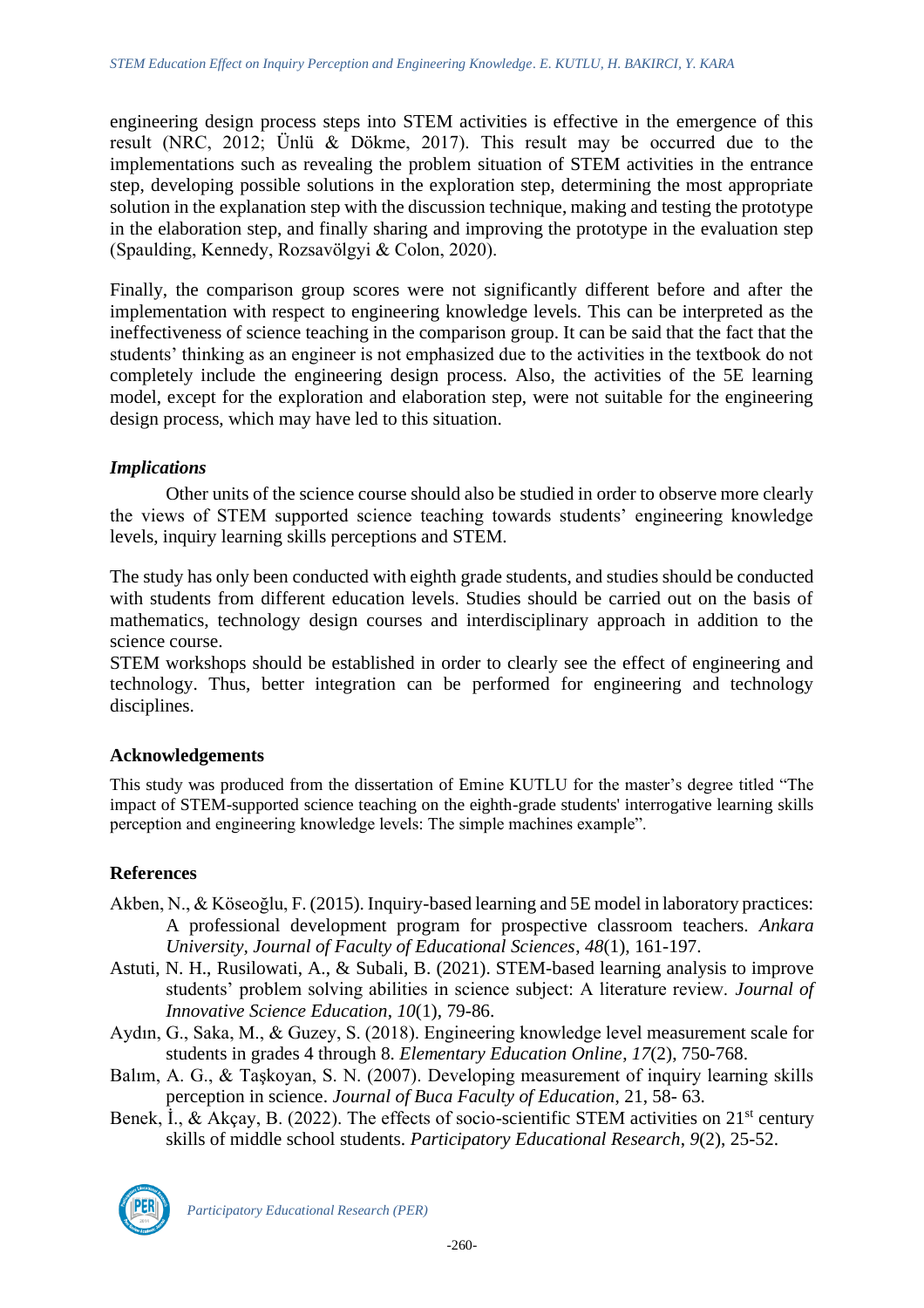engineering design process steps into STEM activities is effective in the emergence of this result (NRC, 2012; Ünlü & Dökme, 2017). This result may be occurred due to the implementations such as revealing the problem situation of STEM activities in the entrance step, developing possible solutions in the exploration step, determining the most appropriate solution in the explanation step with the discussion technique, making and testing the prototype in the elaboration step, and finally sharing and improving the prototype in the evaluation step (Spaulding, Kennedy, Rozsavölgyi & Colon, 2020).

Finally, the comparison group scores were not significantly different before and after the implementation with respect to engineering knowledge levels. This can be interpreted as the ineffectiveness of science teaching in the comparison group. It can be said that the fact that the students' thinking as an engineer is not emphasized due to the activities in the textbook do not completely include the engineering design process. Also, the activities of the 5E learning model, except for the exploration and elaboration step, were not suitable for the engineering design process, which may have led to this situation.

### *Implications*

Other units of the science course should also be studied in order to observe more clearly the views of STEM supported science teaching towards students' engineering knowledge levels, inquiry learning skills perceptions and STEM.

The study has only been conducted with eighth grade students, and studies should be conducted with students from different education levels. Studies should be carried out on the basis of mathematics, technology design courses and interdisciplinary approach in addition to the science course.

STEM workshops should be established in order to clearly see the effect of engineering and technology. Thus, better integration can be performed for engineering and technology disciplines.

## Acknowledgements

This study was produced from the dissertation of Emine KUTLU for the master's degree titled "The impact of STEM-supported science teaching on the eighth-grade students' interrogative learning skills perception and engineering knowledge levels: The simple machines example".

## References

Akben, N., & Köseoğlu, F. (2015). Inquiry-based learning and 5E model in laboratory practices: A professional development program for prospective classroom teachers. *Ankara University, Journal of Faculty of Educational Sciences*, *48*(1), 161-197.

Astuti, N. H., Rusilowati, A., & Subali, B. (2021). STEM-based learning analysis to improve students' problem solving abilities in science subject: A literature review. *Journal of Innovative Science Education*, *10*(1), 79-86.

Aydın, G., Saka, M., & Guzey, S. (2018). Engineering knowledge level measurement scale for students in grades 4 through 8. *Elementary Education Online*, *17*(2), 750-768.

Balım, A. G., & Taşkoyan, S. N. (2007). Developing measurement of inquiry learning skills perception in science. *Journal of Buca Faculty of Education*, 21, 58- 63.

Benek, İ., & Akçay, B. (2022). The effects of socio-scientific STEM activities on 21st century skills of middle school students. *Participatory Educational Research*, *9*(2), 25-52.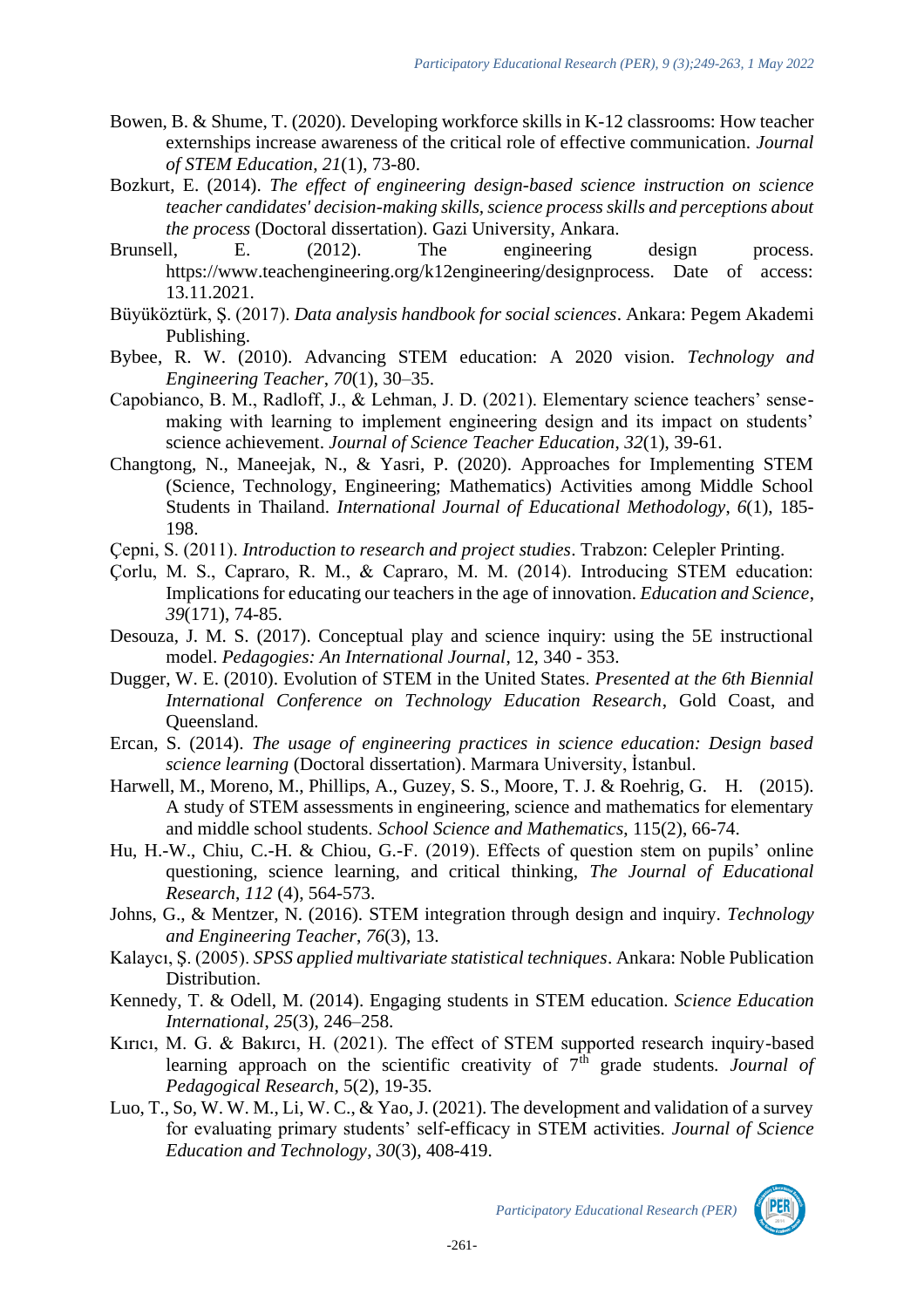Bowen, B. & Shume, T. (2020). Developing workforce skills in K-12 classrooms: How teacher externships increase awareness of the critical role of effective communication. *Journal of STEM Education*, *21*(1), 73-80.

Bozkurt, E. (2014). *The effect of engineering design-based science instruction on science teacher candidates' decision-making skills, science process skills and perceptions about the process* (Doctoral dissertation). Gazi University, Ankara.

Brunsell, E. (2012). The engineering design process. https://www.teachengineering.org/k12engineering/designprocess. Date of access: 13.11.2021.

Büyüköztürk, Ş. (2017). *Data analysis handbook for social sciences*. Ankara: Pegem Akademi Publishing.

Bybee, R. W. (2010). Advancing STEM education: A 2020 vision. *Technology and Engineering Teacher*, *70*(1), 30–35.

Capobianco, B. M., Radloff, J., & Lehman, J. D. (2021). Elementary science teachers' sense-making with learning to implement engineering design and its impact on students' science achievement. *Journal of Science Teacher Education*, *32*(1), 39-61.

Changtong, N., Maneejak, N., & Yasri, P. (2020). Approaches for Implementing STEM (Science, Technology, Engineering; Mathematics) Activities among Middle School Students in Thailand. *International Journal of Educational Methodology*, *6*(1), 185-198.

Çepni, S. (2011). *Introduction to research and project studies*. Trabzon: Celepler Printing.

Çorlu, M. S., Capraro, R. M., & Capraro, M. M. (2014). Introducing STEM education: Implications for educating our teachers in the age of innovation. *Education and Science*, *39*(171), 74-85.

Desouza, J. M. S. (2017). Conceptual play and science inquiry: using the 5E instructional model. *Pedagogies: An International Journal*, 12, 340 - 353.

Dugger, W. E. (2010). Evolution of STEM in the United States. *Presented at the 6th Biennial International Conference on Technology Education Research*, Gold Coast, and Queensland.

Ercan, S. (2014). *The usage of engineering practices in science education: Design based science learning* (Doctoral dissertation). Marmara University, İstanbul.

Harwell, M., Moreno, M., Phillips, A., Guzey, S. S., Moore, T. J. & Roehrig, G. H. (2015). A study of STEM assessments in engineering, science and mathematics for elementary and middle school students. *School Science and Mathematics*, 115(2), 66-74.

Hu, H.-W., Chiu, C.-H. & Chiou, G.-F. (2019). Effects of question stem on pupils' online questioning, science learning, and critical thinking, *The Journal of Educational Research*, *112* (4), 564-573.

Johns, G., & Mentzer, N. (2016). STEM integration through design and inquiry. *Technology and Engineering Teacher*, *76*(3), 13.

Kalaycı, Ş. (2005). *SPSS applied multivariate statistical techniques*. Ankara: Noble Publication Distribution.

Kennedy, T. & Odell, M. (2014). Engaging students in STEM education. *Science Education International*, *25*(3), 246–258.

Kırıcı, M. G. & Bakırcı, H. (2021). The effect of STEM supported research inquiry-based learning approach on the scientific creativity of 7th grade students. *Journal of Pedagogical Research*, 5(2), 19-35.

Luo, T., So, W. W. M., Li, W. C., & Yao, J. (2021). The development and validation of a survey for evaluating primary students' self-efficacy in STEM activities. *Journal of Science Education and Technology*, *30*(3), 408-419.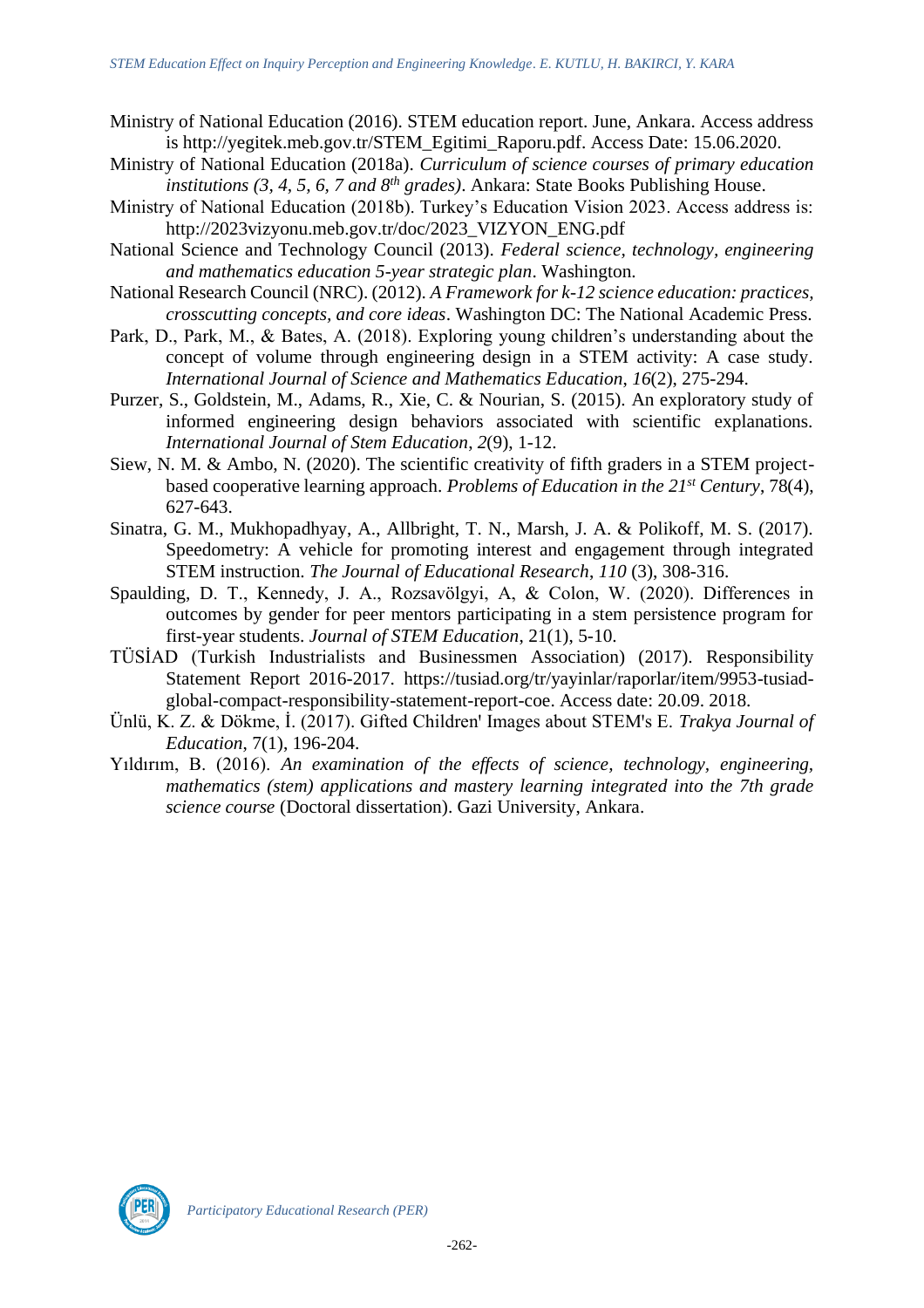Ministry of National Education (2016). STEM education report. June, Ankara. Access address is http://yegitek.meb.gov.tr/STEM_Egitimi_Raporu.pdf. Access Date: 15.06.2020.

Ministry of National Education (2018a). *Curriculum of science courses of primary education institutions (3, 4, 5, 6, 7 and 8th grades)*. Ankara: State Books Publishing House.

Ministry of National Education (2018b). Turkey's Education Vision 2023. Access address is: http://2023vizyonu.meb.gov.tr/doc/2023_VIZYON_ENG.pdf

National Science and Technology Council (2013). *Federal science, technology, engineering and mathematics education 5-year strategic plan*. Washington.

National Research Council (NRC). (2012). *A Framework for k-12 science education: practices, crosscutting concepts, and core ideas*. Washington DC: The National Academic Press.

Park, D., Park, M., & Bates, A. (2018). Exploring young children's understanding about the concept of volume through engineering design in a STEM activity: A case study. *International Journal of Science and Mathematics Education*, *16*(2), 275-294.

Purzer, S., Goldstein, M., Adams, R., Xie, C. & Nourian, S. (2015). An exploratory study of informed engineering design behaviors associated with scientific explanations. *International Journal of Stem Education*, *2*(9), 1-12.

Siew, N. M. & Ambo, N. (2020). The scientific creativity of fifth graders in a STEM project-based cooperative learning approach. *Problems of Education in the 21st Century*, 78(4), 627-643.

Sinatra, G. M., Mukhopadhyay, A., Allbright, T. N., Marsh, J. A. & Polikoff, M. S. (2017). Speedometry: A vehicle for promoting interest and engagement through integrated STEM instruction. *The Journal of Educational Research*, *110* (3), 308-316.

Spaulding, D. T., Kennedy, J. A., Rozsavölgyi, A, & Colon, W. (2020). Differences in outcomes by gender for peer mentors participating in a stem persistence program for first-year students. *Journal of STEM Education*, 21(1), 5-10.

TÜSİAD (Turkish Industrialists and Businessmen Association) (2017). Responsibility Statement Report 2016-2017. https://tusiad.org/tr/yayinlar/raporlar/item/9953-tusiad-global-compact-responsibility-statement-report-coe. Access date: 20.09. 2018.

Ünlü, K. Z. & Dökme, İ. (2017). Gifted Children' Images about STEM's E. *Trakya Journal of Education*, 7(1), 196-204.

Yıldırım, B. (2016). *An examination of the effects of science, technology, engineering, mathematics (stem) applications and mastery learning integrated into the 7th grade science course* (Doctoral dissertation). Gazi University, Ankara.